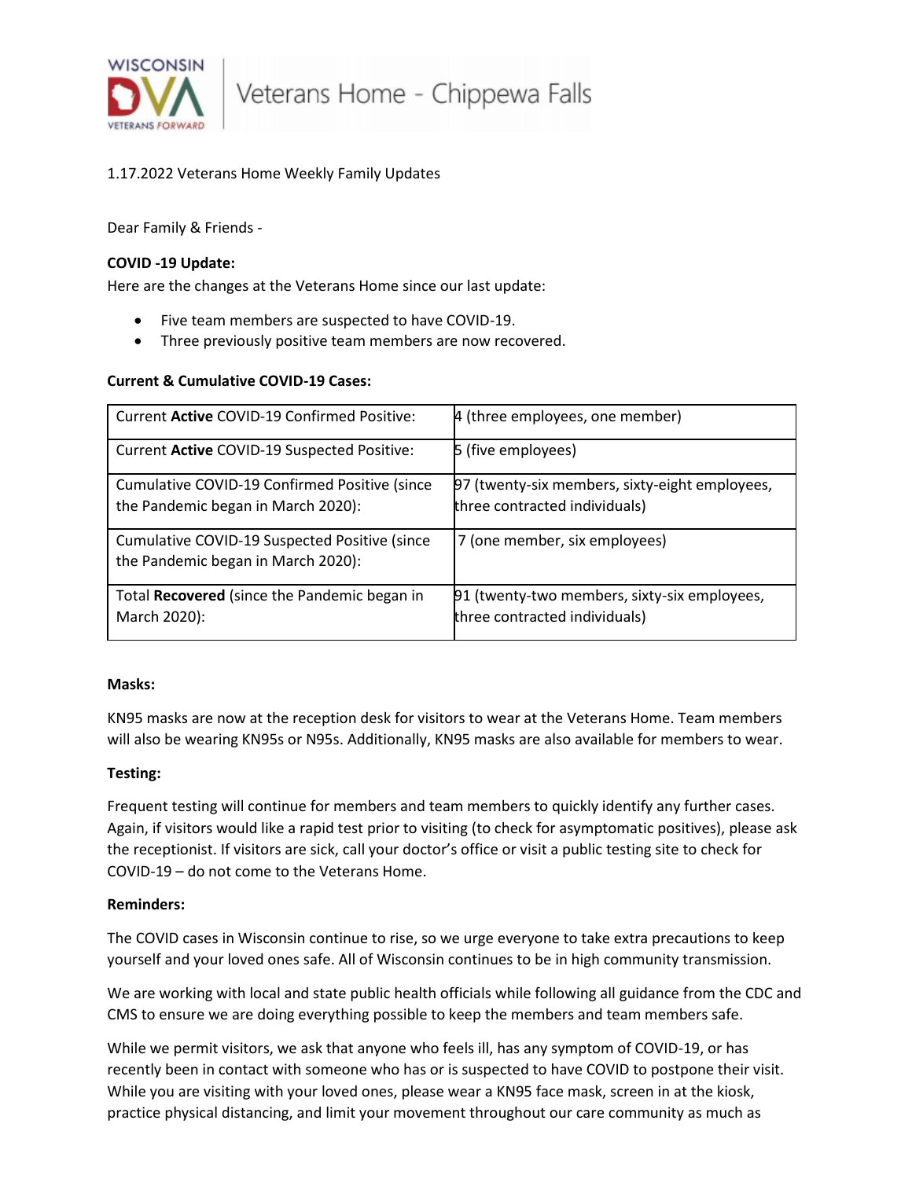1.17.2022 Veterans Home Weekly Family Updates

Dear Family & Friends -

**COVID -19 Update:**

Here are the changes at the Veterans Home since our last update:

- Five team members are suspected to have COVID-19.
- Three previously positive team members are now recovered.

**Current & Cumulative COVID-19 Cases:**

| | |
|---|---|
| Current **Active** COVID-19 Confirmed Positive: | 4 (three employees, one member) |
| Current **Active** COVID-19 Suspected Positive: | 5 (five employees) |
| Cumulative COVID-19 Confirmed Positive (since the Pandemic began in March 2020): | 97 (twenty-six members, sixty-eight employees, three contracted individuals) |
| Cumulative COVID-19 Suspected Positive (since the Pandemic began in March 2020): | 7 (one member, six employees) |
| Total **Recovered** (since the Pandemic began in March 2020): | 91 (twenty-two members, sixty-six employees, three contracted individuals) |

**Masks:**

KN95 masks are now at the reception desk for visitors to wear at the Veterans Home. Team members will also be wearing KN95s or N95s. Additionally, KN95 masks are also available for members to wear.

**Testing:**

Frequent testing will continue for members and team members to quickly identify any further cases. Again, if visitors would like a rapid test prior to visiting (to check for asymptomatic positives), please ask the receptionist. If visitors are sick, call your doctor's office or visit a public testing site to check for COVID-19 – do not come to the Veterans Home.

**Reminders:**

The COVID cases in Wisconsin continue to rise, so we urge everyone to take extra precautions to keep yourself and your loved ones safe. All of Wisconsin continues to be in high community transmission.

We are working with local and state public health officials while following all guidance from the CDC and CMS to ensure we are doing everything possible to keep the members and team members safe.

While we permit visitors, we ask that anyone who feels ill, has any symptom of COVID-19, or has recently been in contact with someone who has or is suspected to have COVID to postpone their visit. While you are visiting with your loved ones, please wear a KN95 face mask, screen in at the kiosk, practice physical distancing, and limit your movement throughout our care community as much as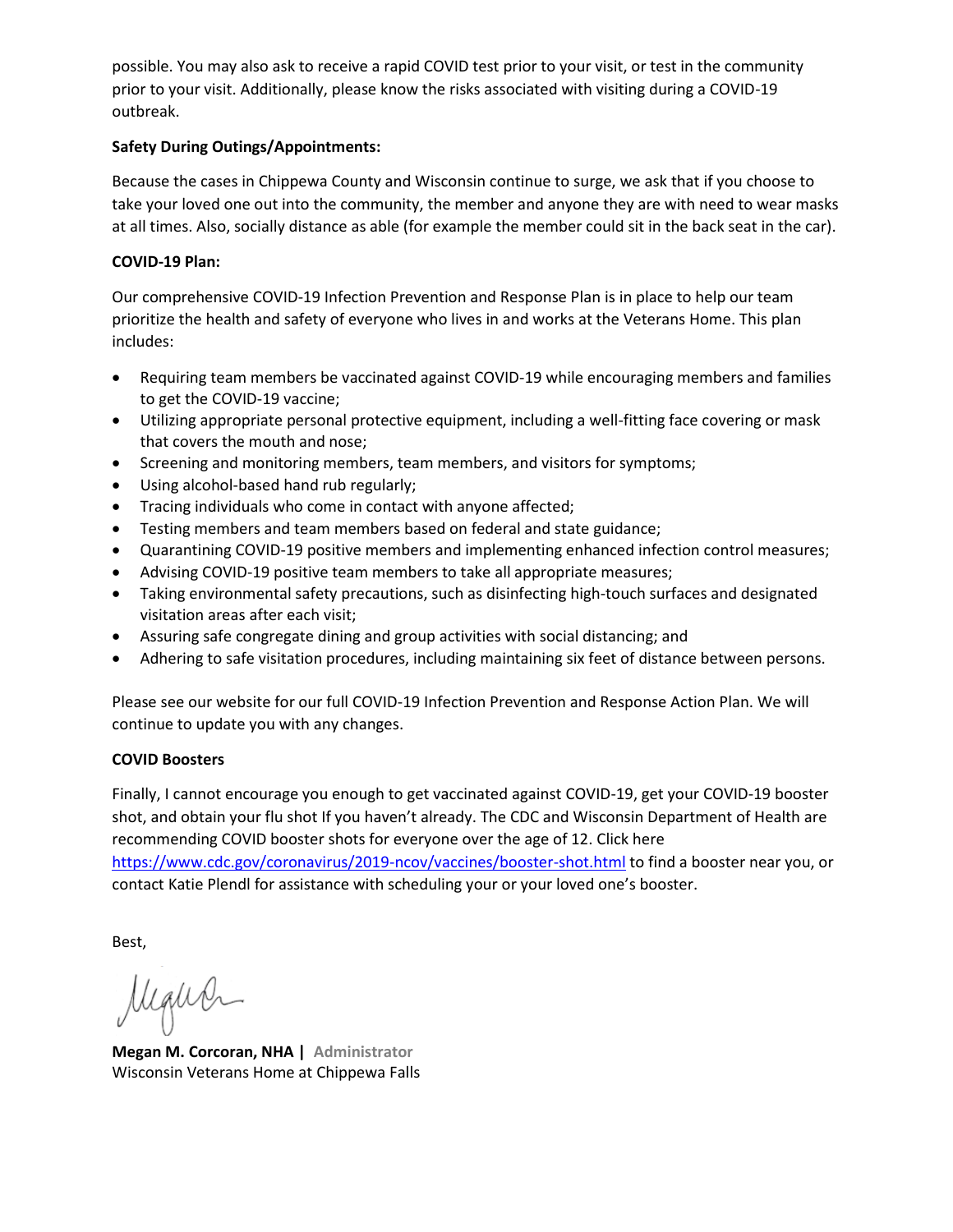possible. You may also ask to receive a rapid COVID test prior to your visit, or test in the community prior to your visit. Additionally, please know the risks associated with visiting during a COVID-19 outbreak.

**Safety During Outings/Appointments:**

Because the cases in Chippewa County and Wisconsin continue to surge, we ask that if you choose to take your loved one out into the community, the member and anyone they are with need to wear masks at all times. Also, socially distance as able (for example the member could sit in the back seat in the car).

**COVID-19 Plan:**

Our comprehensive COVID-19 Infection Prevention and Response Plan is in place to help our team prioritize the health and safety of everyone who lives in and works at the Veterans Home. This plan includes:

- Requiring team members be vaccinated against COVID-19 while encouraging members and families to get the COVID-19 vaccine;
- Utilizing appropriate personal protective equipment, including a well-fitting face covering or mask that covers the mouth and nose;
- Screening and monitoring members, team members, and visitors for symptoms;
- Using alcohol-based hand rub regularly;
- Tracing individuals who come in contact with anyone affected;
- Testing members and team members based on federal and state guidance;
- Quarantining COVID-19 positive members and implementing enhanced infection control measures;
- Advising COVID-19 positive team members to take all appropriate measures;
- Taking environmental safety precautions, such as disinfecting high-touch surfaces and designated visitation areas after each visit;
- Assuring safe congregate dining and group activities with social distancing; and
- Adhering to safe visitation procedures, including maintaining six feet of distance between persons.

Please see our website for our full COVID-19 Infection Prevention and Response Action Plan. We will continue to update you with any changes.

**COVID Boosters**

Finally, I cannot encourage you enough to get vaccinated against COVID-19, get your COVID-19 booster shot, and obtain your flu shot If you haven't already. The CDC and Wisconsin Department of Health are recommending COVID booster shots for everyone over the age of 12. Click here https://www.cdc.gov/coronavirus/2019-ncov/vaccines/booster-shot.html to find a booster near you, or contact Katie Plendl for assistance with scheduling your or your loved one's booster.

Best,

Megan

**Megan M. Corcoran, NHA |** **Administrator**
Wisconsin Veterans Home at Chippewa Falls